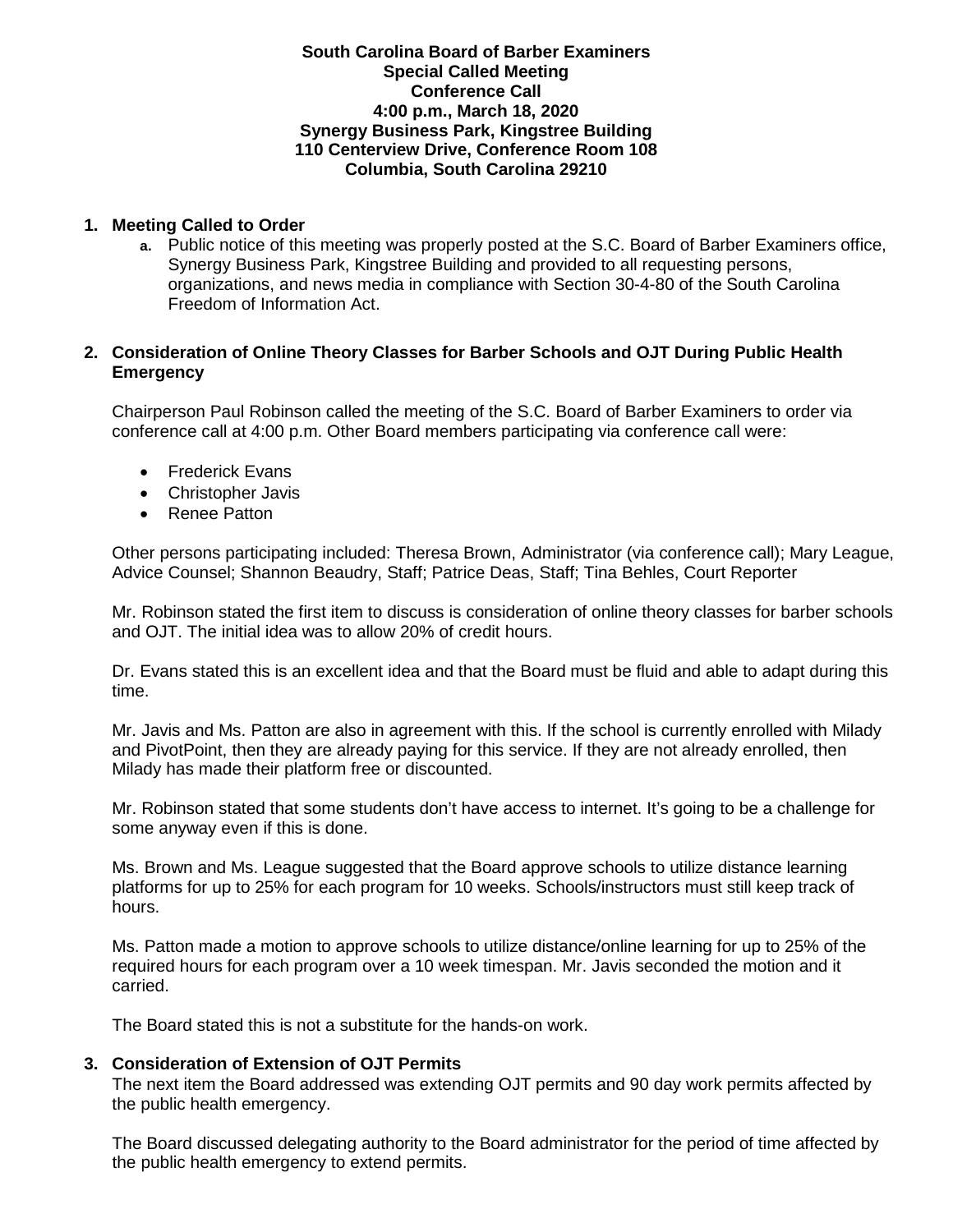**South Carolina Board of Barber Examiners**
**Special Called Meeting**
**Conference Call**
**4:00 p.m., March 18, 2020**
**Synergy Business Park, Kingstree Building**
**110 Centerview Drive, Conference Room 108**
**Columbia, South Carolina 29210**

## 1. Meeting Called to Order

a. Public notice of this meeting was properly posted at the S.C. Board of Barber Examiners office, Synergy Business Park, Kingstree Building and provided to all requesting persons, organizations, and news media in compliance with Section 30-4-80 of the South Carolina Freedom of Information Act.

## 2. Consideration of Online Theory Classes for Barber Schools and OJT During Public Health Emergency

Chairperson Paul Robinson called the meeting of the S.C. Board of Barber Examiners to order via conference call at 4:00 p.m. Other Board members participating via conference call were:

- Frederick Evans
- Christopher Javis
- Renee Patton

Other persons participating included: Theresa Brown, Administrator (via conference call); Mary League, Advice Counsel; Shannon Beaudry, Staff; Patrice Deas, Staff; Tina Behles, Court Reporter

Mr. Robinson stated the first item to discuss is consideration of online theory classes for barber schools and OJT. The initial idea was to allow 20% of credit hours.

Dr. Evans stated this is an excellent idea and that the Board must be fluid and able to adapt during this time.

Mr. Javis and Ms. Patton are also in agreement with this. If the school is currently enrolled with Milady and PivotPoint, then they are already paying for this service. If they are not already enrolled, then Milady has made their platform free or discounted.

Mr. Robinson stated that some students don't have access to internet. It's going to be a challenge for some anyway even if this is done.

Ms. Brown and Ms. League suggested that the Board approve schools to utilize distance learning platforms for up to 25% for each program for 10 weeks. Schools/instructors must still keep track of hours.

Ms. Patton made a motion to approve schools to utilize distance/online learning for up to 25% of the required hours for each program over a 10 week timespan. Mr. Javis seconded the motion and it carried.

The Board stated this is not a substitute for the hands-on work.

## 3. Consideration of Extension of OJT Permits

The next item the Board addressed was extending OJT permits and 90 day work permits affected by the public health emergency.

The Board discussed delegating authority to the Board administrator for the period of time affected by the public health emergency to extend permits.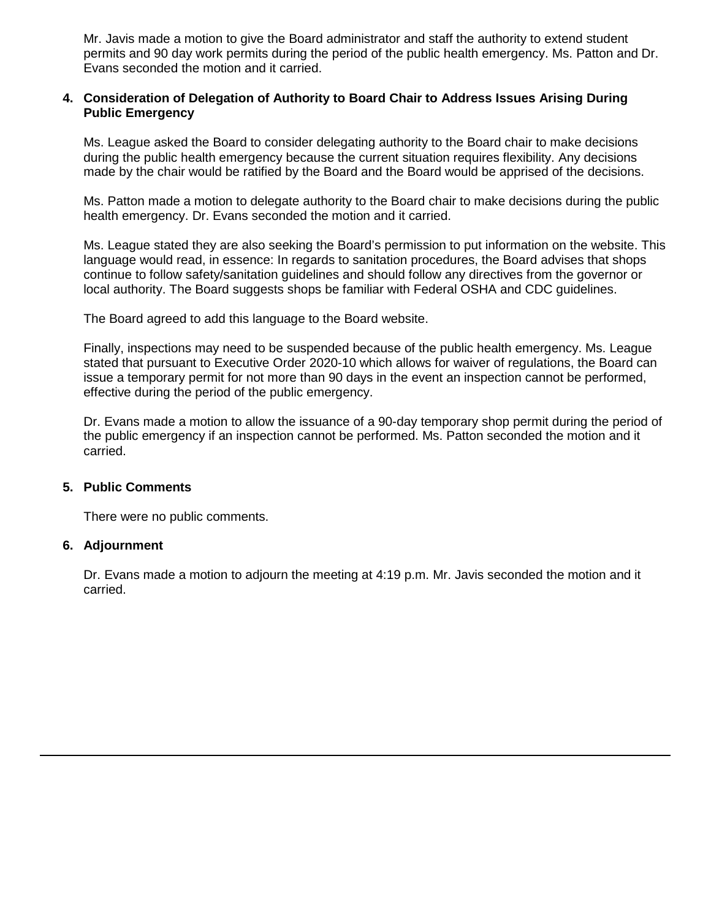Mr. Javis made a motion to give the Board administrator and staff the authority to extend student permits and 90 day work permits during the period of the public health emergency. Ms. Patton and Dr. Evans seconded the motion and it carried.

**4. Consideration of Delegation of Authority to Board Chair to Address Issues Arising During Public Emergency**

Ms. League asked the Board to consider delegating authority to the Board chair to make decisions during the public health emergency because the current situation requires flexibility. Any decisions made by the chair would be ratified by the Board and the Board would be apprised of the decisions.

Ms. Patton made a motion to delegate authority to the Board chair to make decisions during the public health emergency. Dr. Evans seconded the motion and it carried.

Ms. League stated they are also seeking the Board's permission to put information on the website. This language would read, in essence: In regards to sanitation procedures, the Board advises that shops continue to follow safety/sanitation guidelines and should follow any directives from the governor or local authority. The Board suggests shops be familiar with Federal OSHA and CDC guidelines.

The Board agreed to add this language to the Board website.

Finally, inspections may need to be suspended because of the public health emergency. Ms. League stated that pursuant to Executive Order 2020-10 which allows for waiver of regulations, the Board can issue a temporary permit for not more than 90 days in the event an inspection cannot be performed, effective during the period of the public emergency.

Dr. Evans made a motion to allow the issuance of a 90-day temporary shop permit during the period of the public emergency if an inspection cannot be performed. Ms. Patton seconded the motion and it carried.

**5. Public Comments**

There were no public comments.

**6. Adjournment**

Dr. Evans made a motion to adjourn the meeting at 4:19 p.m. Mr. Javis seconded the motion and it carried.